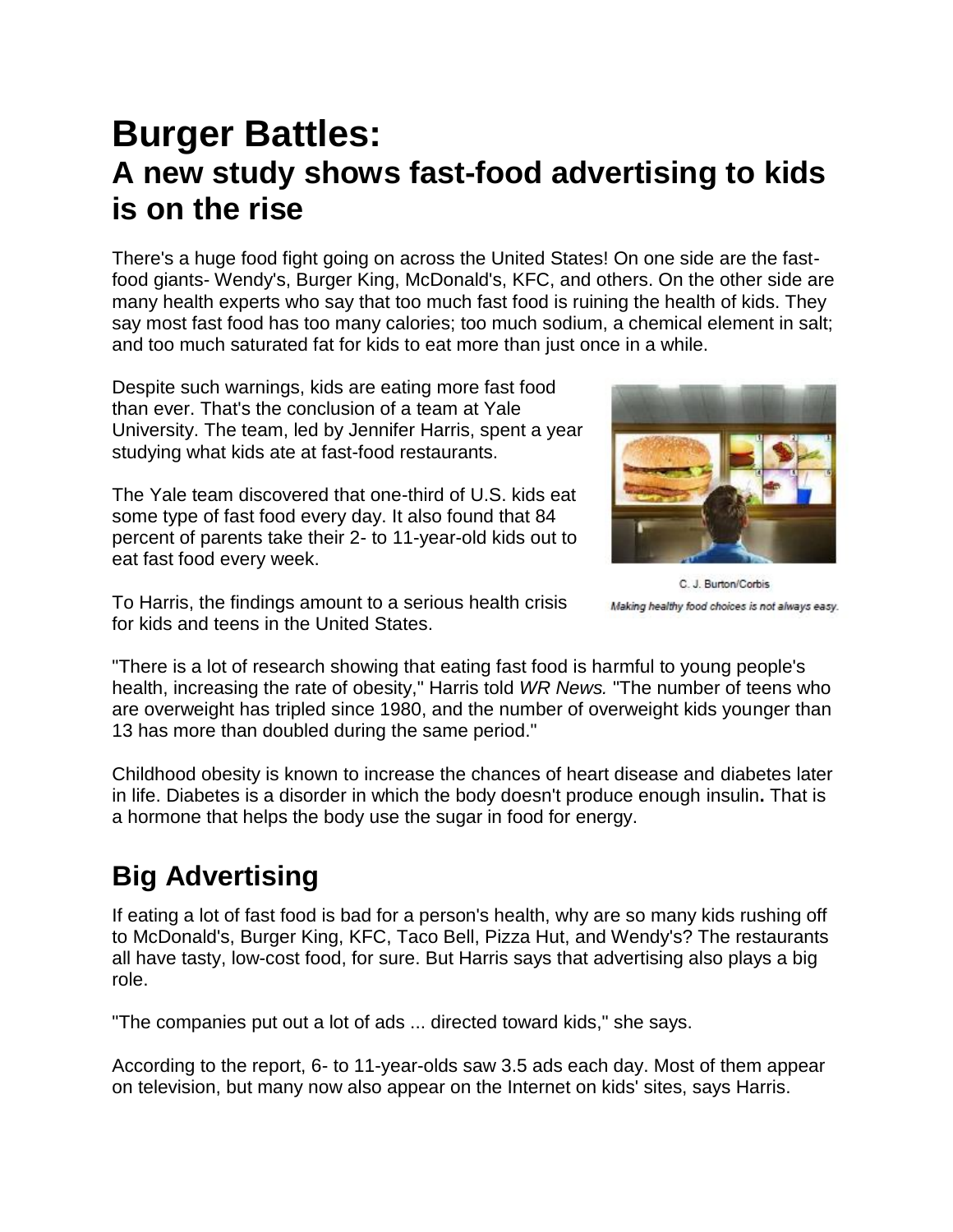# Burger Battles:

## A new study shows fast-food advertising to kids is on the rise

There's a huge food fight going on across the United States! On one side are the fast-food giants- Wendy's, Burger King, McDonald's, KFC, and others. On the other side are many health experts who say that too much fast food is ruining the health of kids. They say most fast food has too many calories; too much sodium, a chemical element in salt; and too much saturated fat for kids to eat more than just once in a while.

Despite such warnings, kids are eating more fast food than ever. That's the conclusion of a team at Yale University. The team, led by Jennifer Harris, spent a year studying what kids ate at fast-food restaurants.

The Yale team discovered that one-third of U.S. kids eat some type of fast food every day. It also found that 84 percent of parents take their 2- to 11-year-old kids out to eat fast food every week.

To Harris, the findings amount to a serious health crisis for kids and teens in the United States.

C. J. Burton/Corbis

*Making healthy food choices is not always easy.*

"There is a lot of research showing that eating fast food is harmful to young people's health, increasing the rate of obesity," Harris told *WR News.* "The number of teens who are overweight has tripled since 1980, and the number of overweight kids younger than 13 has more than doubled during the same period."

Childhood obesity is known to increase the chances of heart disease and diabetes later in life. Diabetes is a disorder in which the body doesn't produce enough insulin**.** That is a hormone that helps the body use the sugar in food for energy.

## Big Advertising

If eating a lot of fast food is bad for a person's health, why are so many kids rushing off to McDonald's, Burger King, KFC, Taco Bell, Pizza Hut, and Wendy's? The restaurants all have tasty, low-cost food, for sure. But Harris says that advertising also plays a big role.

"The companies put out a lot of ads ... directed toward kids," she says.

According to the report, 6- to 11-year-olds saw 3.5 ads each day. Most of them appear on television, but many now also appear on the Internet on kids' sites, says Harris.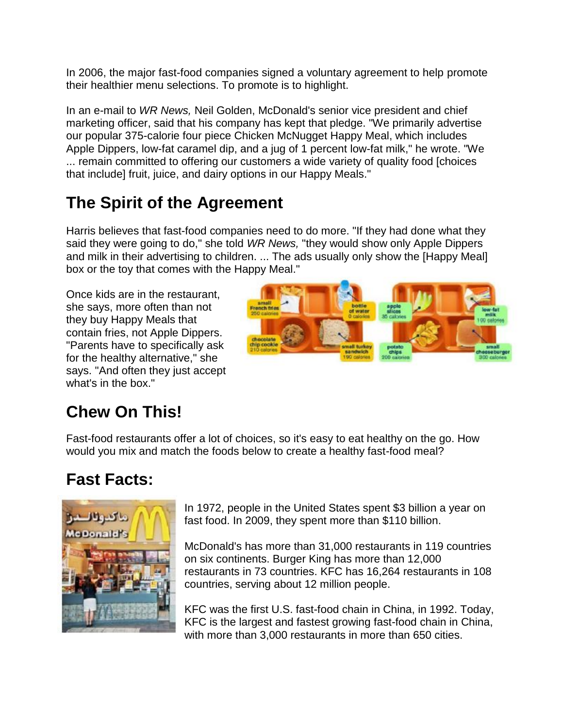In 2006, the major fast-food companies signed a voluntary agreement to help promote their healthier menu selections. To promote is to highlight.

In an e-mail to *WR News,* Neil Golden, McDonald's senior vice president and chief marketing officer, said that his company has kept that pledge. "We primarily advertise our popular 375-calorie four piece Chicken McNugget Happy Meal, which includes Apple Dippers, low-fat caramel dip, and a jug of 1 percent low-fat milk," he wrote. "We ... remain committed to offering our customers a wide variety of quality food [choices that include] fruit, juice, and dairy options in our Happy Meals."

## The Spirit of the Agreement

Harris believes that fast-food companies need to do more. "If they had done what they said they were going to do," she told *WR News,* "they would show only Apple Dippers and milk in their advertising to children. ... The ads usually only show the [Happy Meal] box or the toy that comes with the Happy Meal."

Once kids are in the restaurant, she says, more often than not they buy Happy Meals that contain fries, not Apple Dippers. "Parents have to specifically ask for the healthy alternative," she says. "And often they just accept what's in the box."

## Chew On This!

Fast-food restaurants offer a lot of choices, so it's easy to eat healthy on the go. How would you mix and match the foods below to create a healthy fast-food meal?

## Fast Facts:

In 1972, people in the United States spent $3 billion a year on fast food. In 2009, they spent more than $110 billion.

McDonald's has more than 31,000 restaurants in 119 countries on six continents. Burger King has more than 12,000 restaurants in 73 countries. KFC has 16,264 restaurants in 108 countries, serving about 12 million people.

KFC was the first U.S. fast-food chain in China, in 1992. Today, KFC is the largest and fastest growing fast-food chain in China, with more than 3,000 restaurants in more than 650 cities.